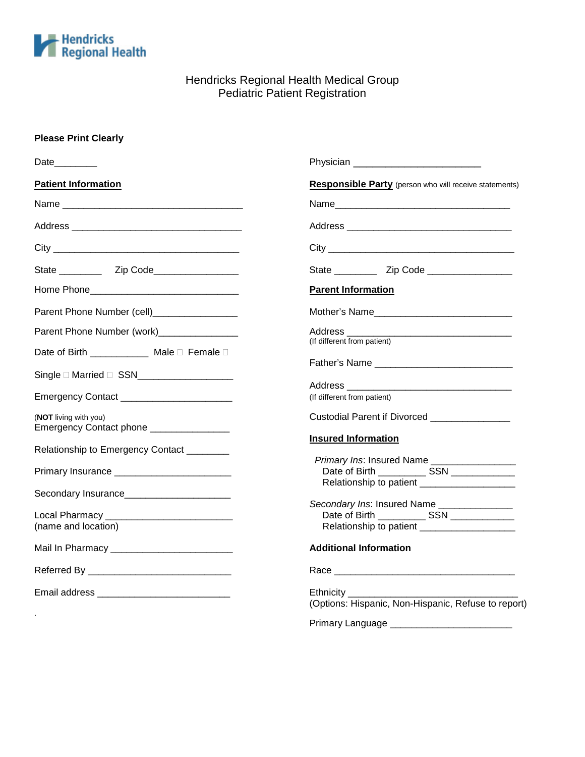Hendricks Regional Health

# Hendricks Regional Health Medical Group
## Pediatric Patient Registration

**Please Print Clearly**

Date________

Physician ________________________

**Patient Information**

Name ___________________________________

Address ________________________________

City ___________________________________

State ________ Zip Code________________

Home Phone_____________________________

Parent Phone Number (cell)________________

Parent Phone Number (work)_______________

Date of Birth ___________ Male ☐ Female ☐

Single ☐ Married ☐ SSN__________________

Emergency Contact ______________________

(**NOT** living with you)
Emergency Contact phone _______________

Relationship to Emergency Contact ________

Primary Insurance ______________________

Secondary Insurance____________________

Local Pharmacy ________________________
(name and location)

Mail In Pharmacy _______________________

Referred By ___________________________

Email address _________________________

**Responsible Party** (person who will receive statements)

Name_________________________________

Address _______________________________

City __________________________________

State ________ Zip Code ________________

**Parent Information**

Mother's Name__________________________

Address _______________________________
(If different from patient)

Father's Name __________________________

Address _______________________________
(If different from patient)

Custodial Parent if Divorced _______________

**Insured Information**

*Primary Ins*: Insured Name ________________
Date of Birth _________ SSN ____________
Relationship to patient __________________

*Secondary Ins*: Insured Name ______________
Date of Birth _________ SSN ____________
Relationship to patient __________________

**Additional Information**

Race _________________________________

Ethnicity _______________________________
(Options: Hispanic, Non-Hispanic, Refuse to report)

Primary Language _______________________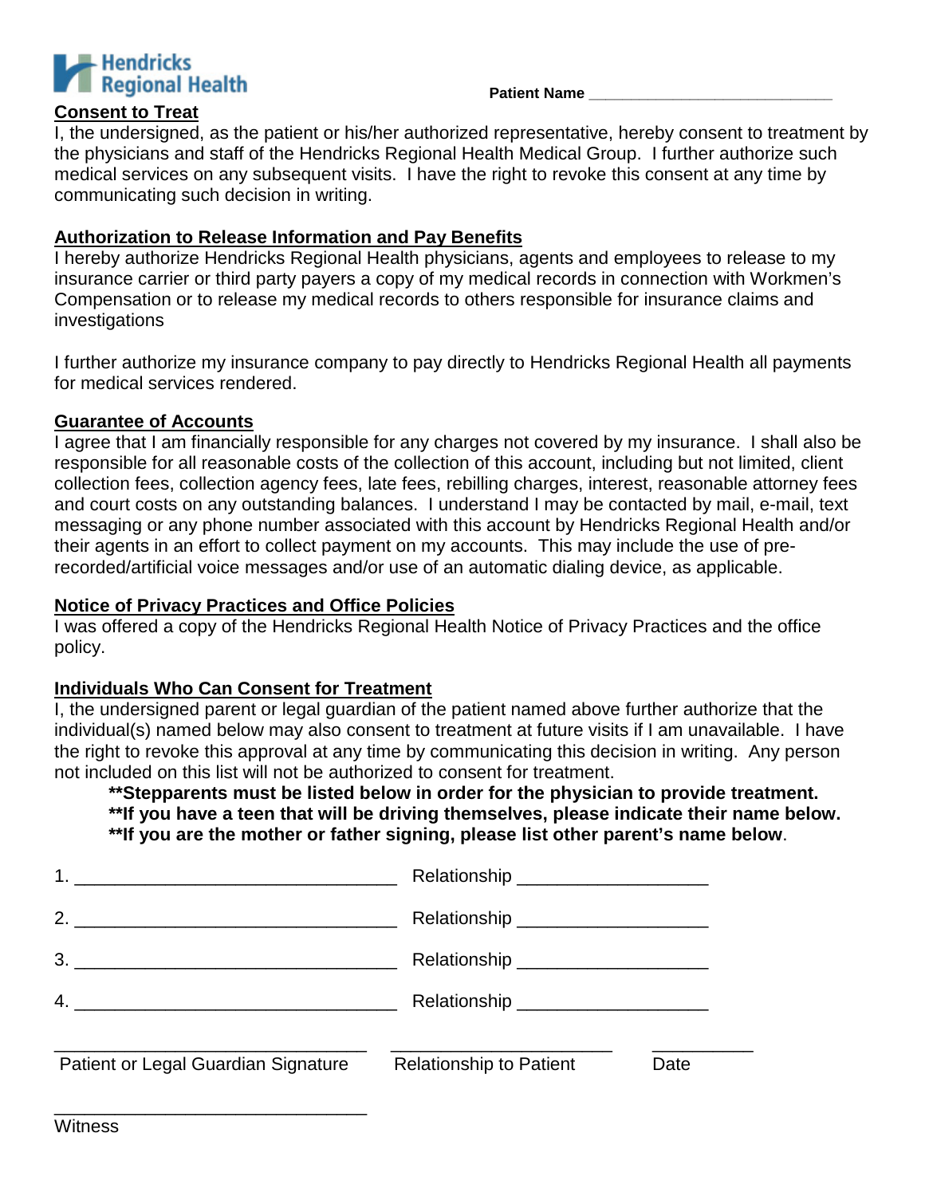**Hendricks Regional Health**

**Patient Name** ______________________________

## Consent to Treat

I, the undersigned, as the patient or his/her authorized representative, hereby consent to treatment by the physicians and staff of the Hendricks Regional Health Medical Group. I further authorize such medical services on any subsequent visits. I have the right to revoke this consent at any time by communicating such decision in writing.

## Authorization to Release Information and Pay Benefits

I hereby authorize Hendricks Regional Health physicians, agents and employees to release to my insurance carrier or third party payers a copy of my medical records in connection with Workmen's Compensation or to release my medical records to others responsible for insurance claims and investigations

I further authorize my insurance company to pay directly to Hendricks Regional Health all payments for medical services rendered.

## Guarantee of Accounts

I agree that I am financially responsible for any charges not covered by my insurance. I shall also be responsible for all reasonable costs of the collection of this account, including but not limited, client collection fees, collection agency fees, late fees, rebilling charges, interest, reasonable attorney fees and court costs on any outstanding balances. I understand I may be contacted by mail, e-mail, text messaging or any phone number associated with this account by Hendricks Regional Health and/or their agents in an effort to collect payment on my accounts. This may include the use of pre-recorded/artificial voice messages and/or use of an automatic dialing device, as applicable.

## Notice of Privacy Practices and Office Policies

I was offered a copy of the Hendricks Regional Health Notice of Privacy Practices and the office policy.

## Individuals Who Can Consent for Treatment

I, the undersigned parent or legal guardian of the patient named above further authorize that the individual(s) named below may also consent to treatment at future visits if I am unavailable. I have the right to revoke this approval at any time by communicating this decision in writing. Any person not included on this list will not be authorized to consent for treatment.

> **\*\*Stepparents must be listed below in order for the physician to provide treatment.**
> **\*\*If you have a teen that will be driving themselves, please indicate their name below.**
> **\*\*If you are the mother or father signing, please list other parent's name below**.

1. ________________________________ Relationship ___________________

2. ________________________________ Relationship ___________________

3. ________________________________ Relationship ___________________

4. ________________________________ Relationship ___________________

________________________________ ______________________ __________

Patient or Legal Guardian Signature     Relationship to Patient     Date

________________________________

Witness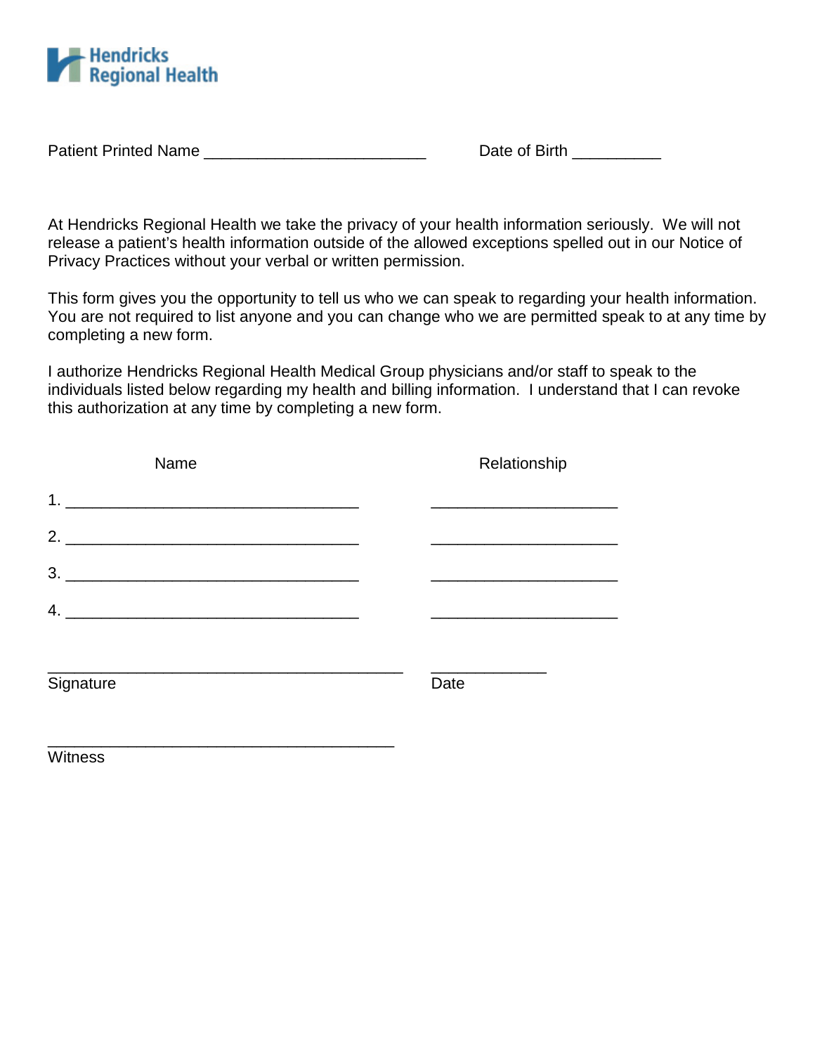Hendricks Regional Health

Patient Printed Name _________________________ Date of Birth __________

At Hendricks Regional Health we take the privacy of your health information seriously. We will not release a patient's health information outside of the allowed exceptions spelled out in our Notice of Privacy Practices without your verbal or written permission.

This form gives you the opportunity to tell us who we can speak to regarding your health information. You are not required to list anyone and you can change who we are permitted speak to at any time by completing a new form.

I authorize Hendricks Regional Health Medical Group physicians and/or staff to speak to the individuals listed below regarding my health and billing information. I understand that I can revoke this authorization at any time by completing a new form.

| Name | Relationship |
|---|---|
| 1. _________________________________ | _____________________ |
| 2. _________________________________ | _____________________ |
| 3. _________________________________ | _____________________ |
| 4. _________________________________ | _____________________ |

________________________________________ _____________
Signature Date

________________________________________
Witness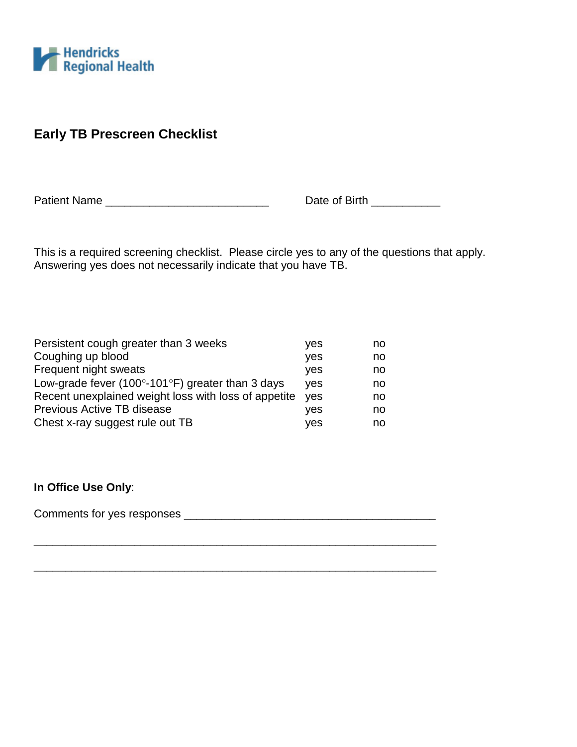Hendricks Regional Health

# Early TB Prescreen Checklist

Patient Name __________________________ Date of Birth ___________

This is a required screening checklist. Please circle yes to any of the questions that apply. Answering yes does not necessarily indicate that you have TB.

| | | |
|---|---|---|
| Persistent cough greater than 3 weeks | yes | no |
| Coughing up blood | yes | no |
| Frequent night sweats | yes | no |
| Low-grade fever (100°-101°F) greater than 3 days | yes | no |
| Recent unexplained weight loss with loss of appetite | yes | no |
| Previous Active TB disease | yes | no |
| Chest x-ray suggest rule out TB | yes | no |

**In Office Use Only**:

Comments for yes responses ________________________________________

_________________________________________________________________

_________________________________________________________________